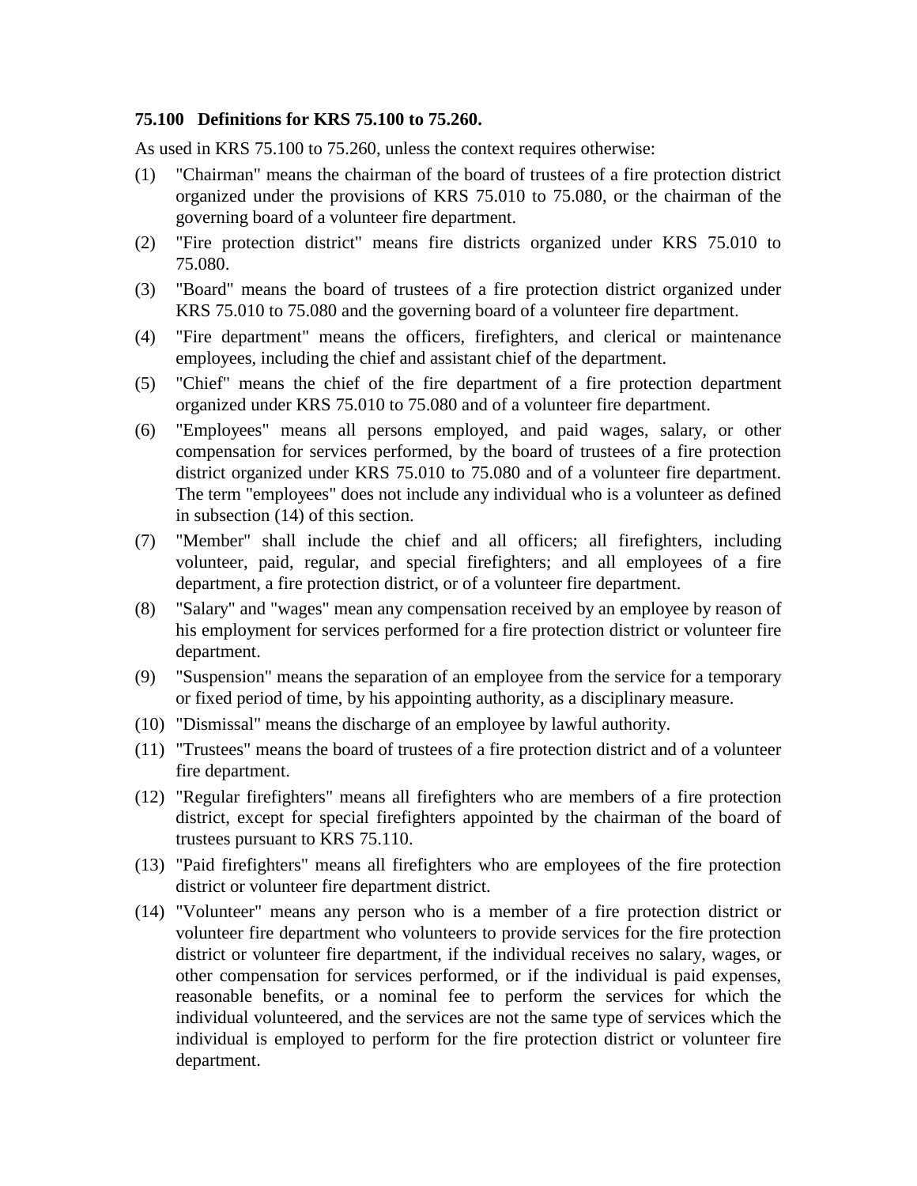**75.100 Definitions for KRS 75.100 to 75.260.**

As used in KRS 75.100 to 75.260, unless the context requires otherwise:

(1) "Chairman" means the chairman of the board of trustees of a fire protection district organized under the provisions of KRS 75.010 to 75.080, or the chairman of the governing board of a volunteer fire department.

(2) "Fire protection district" means fire districts organized under KRS 75.010 to 75.080.

(3) "Board" means the board of trustees of a fire protection district organized under KRS 75.010 to 75.080 and the governing board of a volunteer fire department.

(4) "Fire department" means the officers, firefighters, and clerical or maintenance employees, including the chief and assistant chief of the department.

(5) "Chief" means the chief of the fire department of a fire protection department organized under KRS 75.010 to 75.080 and of a volunteer fire department.

(6) "Employees" means all persons employed, and paid wages, salary, or other compensation for services performed, by the board of trustees of a fire protection district organized under KRS 75.010 to 75.080 and of a volunteer fire department. The term "employees" does not include any individual who is a volunteer as defined in subsection (14) of this section.

(7) "Member" shall include the chief and all officers; all firefighters, including volunteer, paid, regular, and special firefighters; and all employees of a fire department, a fire protection district, or of a volunteer fire department.

(8) "Salary" and "wages" mean any compensation received by an employee by reason of his employment for services performed for a fire protection district or volunteer fire department.

(9) "Suspension" means the separation of an employee from the service for a temporary or fixed period of time, by his appointing authority, as a disciplinary measure.

(10) "Dismissal" means the discharge of an employee by lawful authority.

(11) "Trustees" means the board of trustees of a fire protection district and of a volunteer fire department.

(12) "Regular firefighters" means all firefighters who are members of a fire protection district, except for special firefighters appointed by the chairman of the board of trustees pursuant to KRS 75.110.

(13) "Paid firefighters" means all firefighters who are employees of the fire protection district or volunteer fire department district.

(14) "Volunteer" means any person who is a member of a fire protection district or volunteer fire department who volunteers to provide services for the fire protection district or volunteer fire department, if the individual receives no salary, wages, or other compensation for services performed, or if the individual is paid expenses, reasonable benefits, or a nominal fee to perform the services for which the individual volunteered, and the services are not the same type of services which the individual is employed to perform for the fire protection district or volunteer fire department.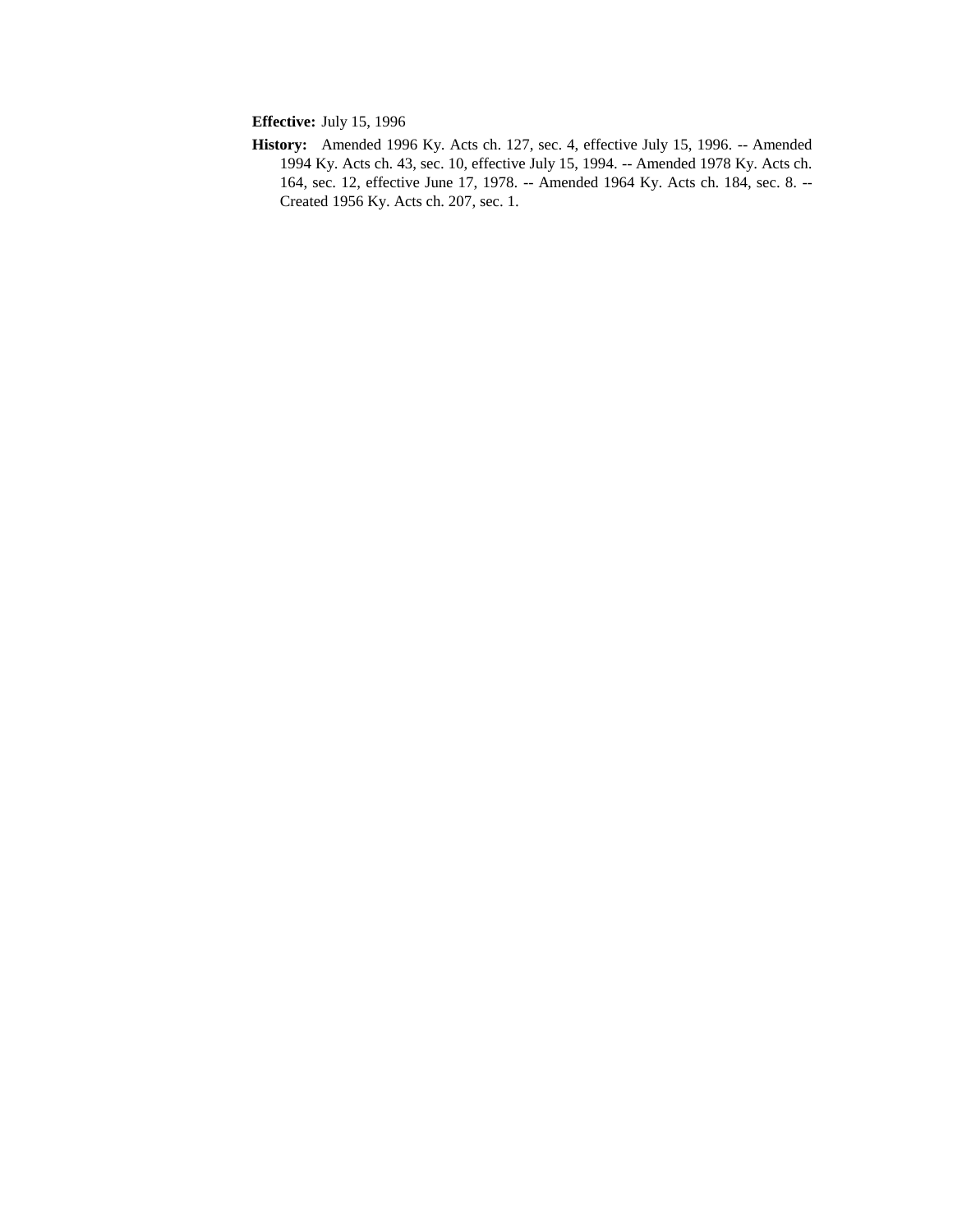**Effective:** July 15, 1996

**History:** Amended 1996 Ky. Acts ch. 127, sec. 4, effective July 15, 1996. -- Amended 1994 Ky. Acts ch. 43, sec. 10, effective July 15, 1994. -- Amended 1978 Ky. Acts ch. 164, sec. 12, effective June 17, 1978. -- Amended 1964 Ky. Acts ch. 184, sec. 8. -- Created 1956 Ky. Acts ch. 207, sec. 1.